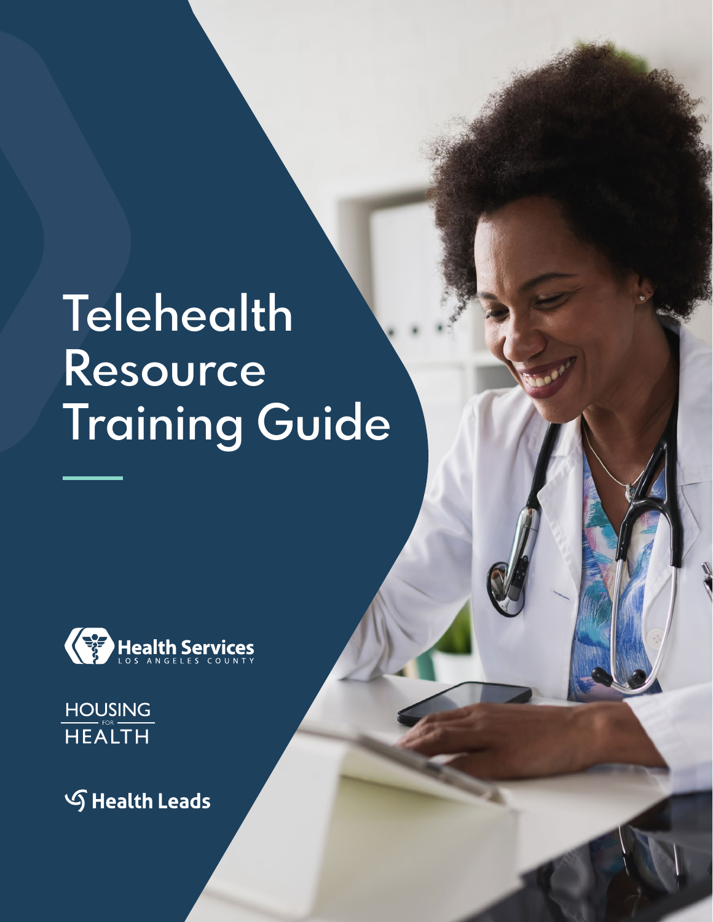# Telehealth Resource Training Guide

Health Services
LOS ANGELES COUNTY

HOUSING FOR HEALTH

Health Leads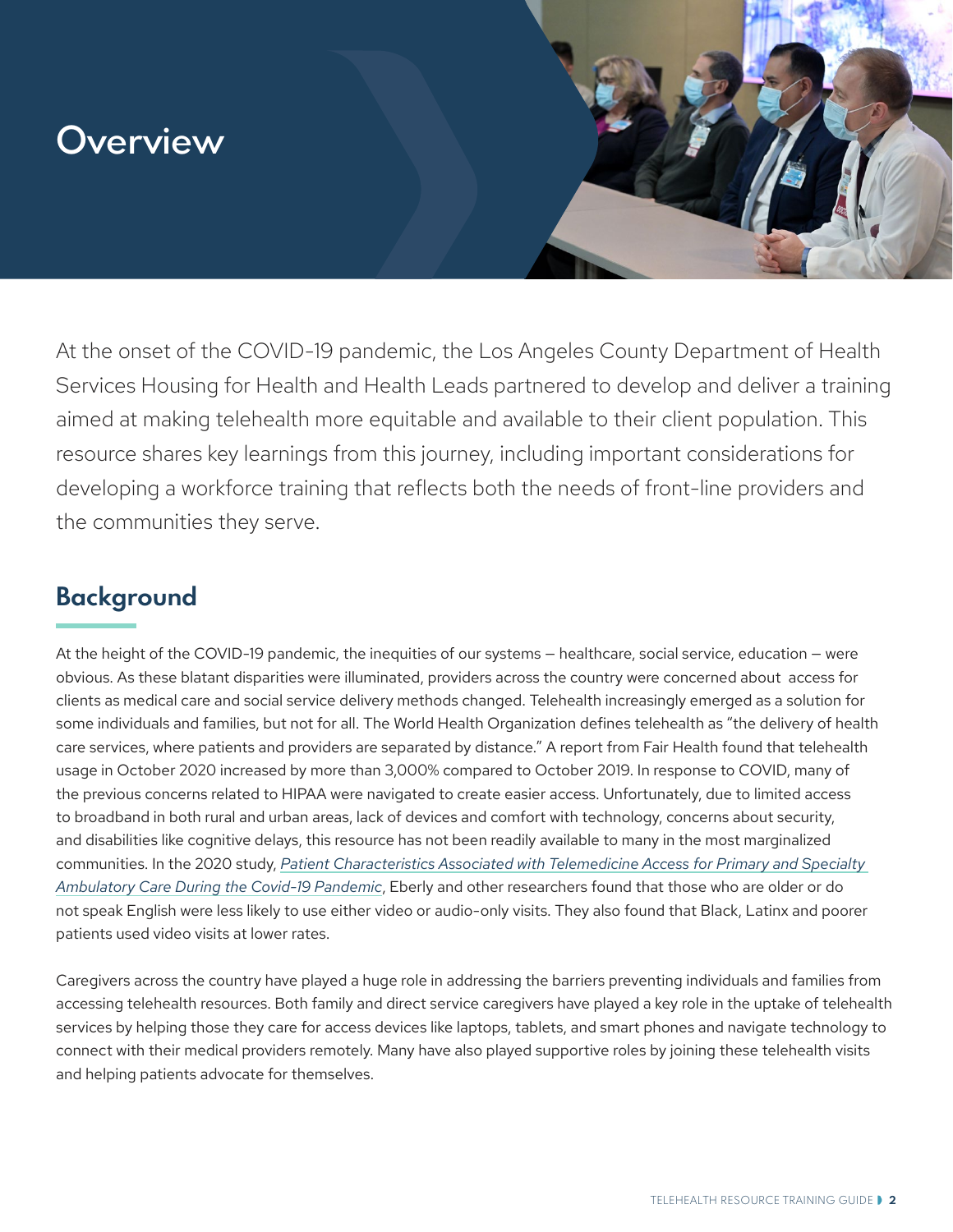# Overview

At the onset of the COVID-19 pandemic, the Los Angeles County Department of Health Services Housing for Health and Health Leads partnered to develop and deliver a training aimed at making telehealth more equitable and available to their client population. This resource shares key learnings from this journey, including important considerations for developing a workforce training that reflects both the needs of front-line providers and the communities they serve.

## Background

At the height of the COVID-19 pandemic, the inequities of our systems – healthcare, social service, education – were obvious. As these blatant disparities were illuminated, providers across the country were concerned about access for clients as medical care and social service delivery methods changed. Telehealth increasingly emerged as a solution for some individuals and families, but not for all. The World Health Organization defines telehealth as "the delivery of health care services, where patients and providers are separated by distance." A report from Fair Health found that telehealth usage in October 2020 increased by more than 3,000% compared to October 2019. In response to COVID, many of the previous concerns related to HIPAA were navigated to create easier access. Unfortunately, due to limited access to broadband in both rural and urban areas, lack of devices and comfort with technology, concerns about security, and disabilities like cognitive delays, this resource has not been readily available to many in the most marginalized communities. In the 2020 study, *Patient Characteristics Associated with Telemedicine Access for Primary and Specialty Ambulatory Care During the Covid-19 Pandemic*, Eberly and other researchers found that those who are older or do not speak English were less likely to use either video or audio-only visits. They also found that Black, Latinx and poorer patients used video visits at lower rates.

Caregivers across the country have played a huge role in addressing the barriers preventing individuals and families from accessing telehealth resources. Both family and direct service caregivers have played a key role in the uptake of telehealth services by helping those they care for access devices like laptops, tablets, and smart phones and navigate technology to connect with their medical providers remotely. Many have also played supportive roles by joining these telehealth visits and helping patients advocate for themselves.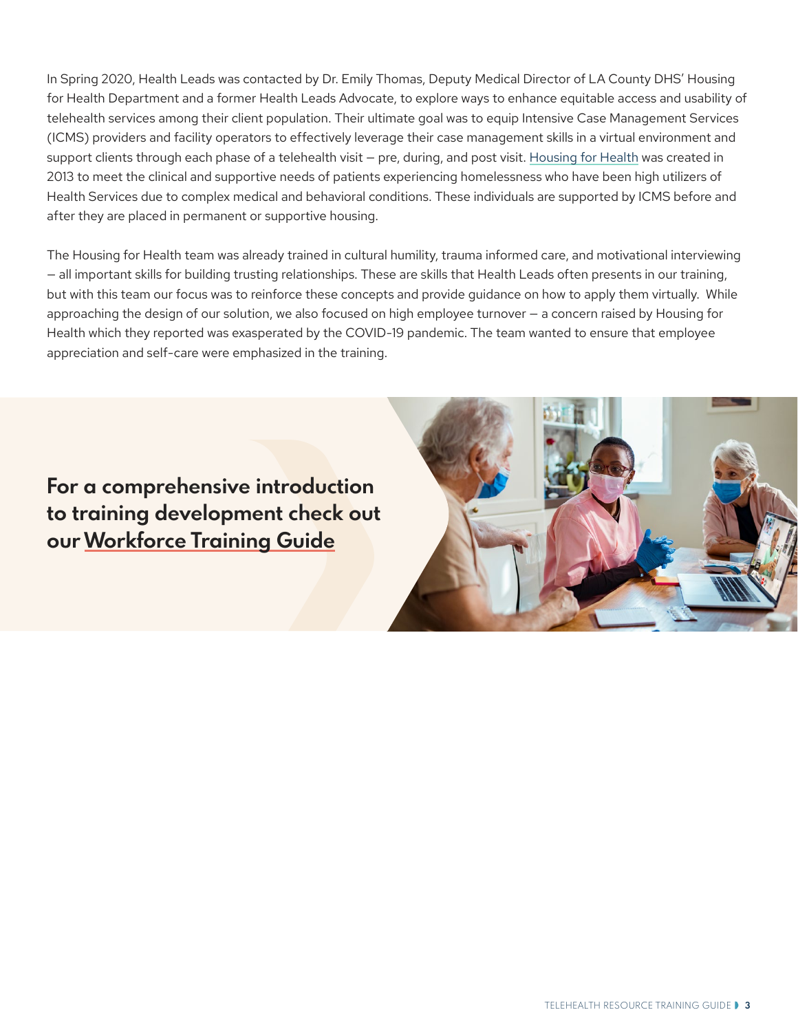In Spring 2020, Health Leads was contacted by Dr. Emily Thomas, Deputy Medical Director of LA County DHS' Housing for Health Department and a former Health Leads Advocate, to explore ways to enhance equitable access and usability of telehealth services among their client population. Their ultimate goal was to equip Intensive Case Management Services (ICMS) providers and facility operators to effectively leverage their case management skills in a virtual environment and support clients through each phase of a telehealth visit – pre, during, and post visit. Housing for Health was created in 2013 to meet the clinical and supportive needs of patients experiencing homelessness who have been high utilizers of Health Services due to complex medical and behavioral conditions. These individuals are supported by ICMS before and after they are placed in permanent or supportive housing.

The Housing for Health team was already trained in cultural humility, trauma informed care, and motivational interviewing – all important skills for building trusting relationships. These are skills that Health Leads often presents in our training, but with this team our focus was to reinforce these concepts and provide guidance on how to apply them virtually. While approaching the design of our solution, we also focused on high employee turnover – a concern raised by Housing for Health which they reported was exasperated by the COVID-19 pandemic. The team wanted to ensure that employee appreciation and self-care were emphasized in the training.

**For a comprehensive introduction to training development check out our Workforce Training Guide**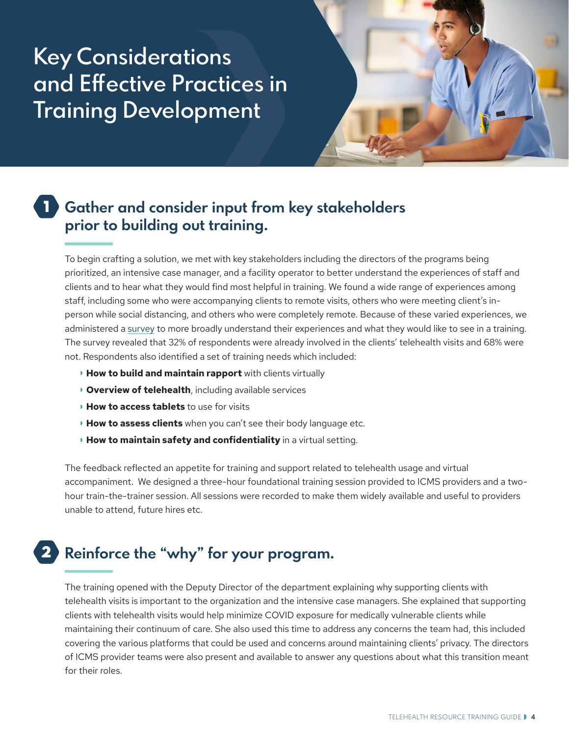# Key Considerations and Effective Practices in Training Development

## 1 Gather and consider input from key stakeholders prior to building out training.

To begin crafting a solution, we met with key stakeholders including the directors of the programs being prioritized, an intensive case manager, and a facility operator to better understand the experiences of staff and clients and to hear what they would find most helpful in training. We found a wide range of experiences among staff, including some who were accompanying clients to remote visits, others who were meeting client's in-person while social distancing, and others who were completely remote. Because of these varied experiences, we administered a survey to more broadly understand their experiences and what they would like to see in a training. The survey revealed that 32% of respondents were already involved in the clients' telehealth visits and 68% were not. Respondents also identified a set of training needs which included:

- **How to build and maintain rapport** with clients virtually
- **Overview of telehealth**, including available services
- **How to access tablets** to use for visits
- **How to assess clients** when you can't see their body language etc.
- **How to maintain safety and confidentiality** in a virtual setting.

The feedback reflected an appetite for training and support related to telehealth usage and virtual accompaniment. We designed a three-hour foundational training session provided to ICMS providers and a two-hour train-the-trainer session. All sessions were recorded to make them widely available and useful to providers unable to attend, future hires etc.

## 2 Reinforce the "why" for your program.

The training opened with the Deputy Director of the department explaining why supporting clients with telehealth visits is important to the organization and the intensive case managers. She explained that supporting clients with telehealth visits would help minimize COVID exposure for medically vulnerable clients while maintaining their continuum of care. She also used this time to address any concerns the team had, this included covering the various platforms that could be used and concerns around maintaining clients' privacy. The directors of ICMS provider teams were also present and available to answer any questions about what this transition meant for their roles.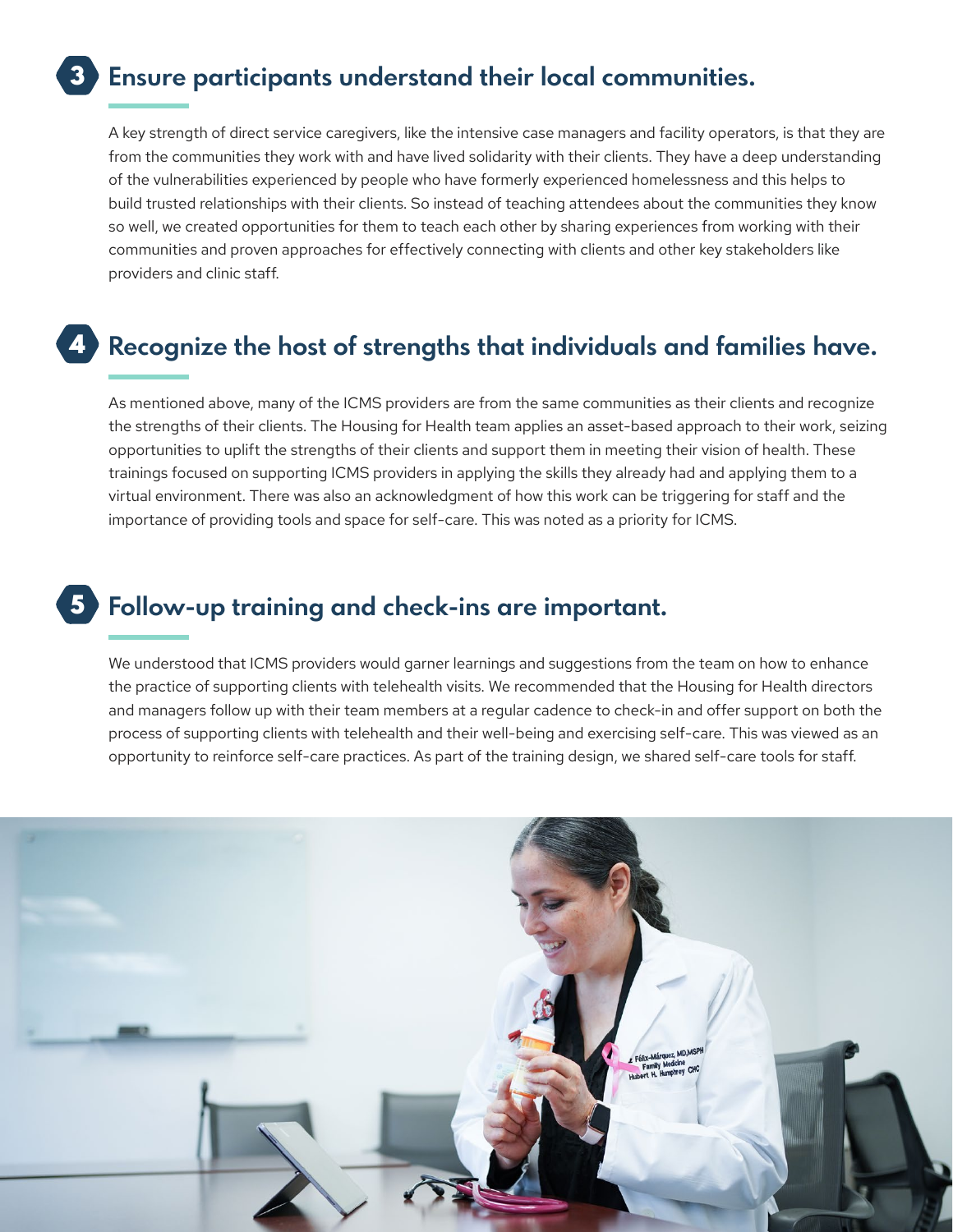## 3 Ensure participants understand their local communities.

A key strength of direct service caregivers, like the intensive case managers and facility operators, is that they are from the communities they work with and have lived solidarity with their clients. They have a deep understanding of the vulnerabilities experienced by people who have formerly experienced homelessness and this helps to build trusted relationships with their clients. So instead of teaching attendees about the communities they know so well, we created opportunities for them to teach each other by sharing experiences from working with their communities and proven approaches for effectively connecting with clients and other key stakeholders like providers and clinic staff.

## 4 Recognize the host of strengths that individuals and families have.

As mentioned above, many of the ICMS providers are from the same communities as their clients and recognize the strengths of their clients. The Housing for Health team applies an asset-based approach to their work, seizing opportunities to uplift the strengths of their clients and support them in meeting their vision of health. These trainings focused on supporting ICMS providers in applying the skills they already had and applying them to a virtual environment. There was also an acknowledgment of how this work can be triggering for staff and the importance of providing tools and space for self-care. This was noted as a priority for ICMS.

## 5 Follow-up training and check-ins are important.

We understood that ICMS providers would garner learnings and suggestions from the team on how to enhance the practice of supporting clients with telehealth visits. We recommended that the Housing for Health directors and managers follow up with their team members at a regular cadence to check-in and offer support on both the process of supporting clients with telehealth and their well-being and exercising self-care. This was viewed as an opportunity to reinforce self-care practices. As part of the training design, we shared self-care tools for staff.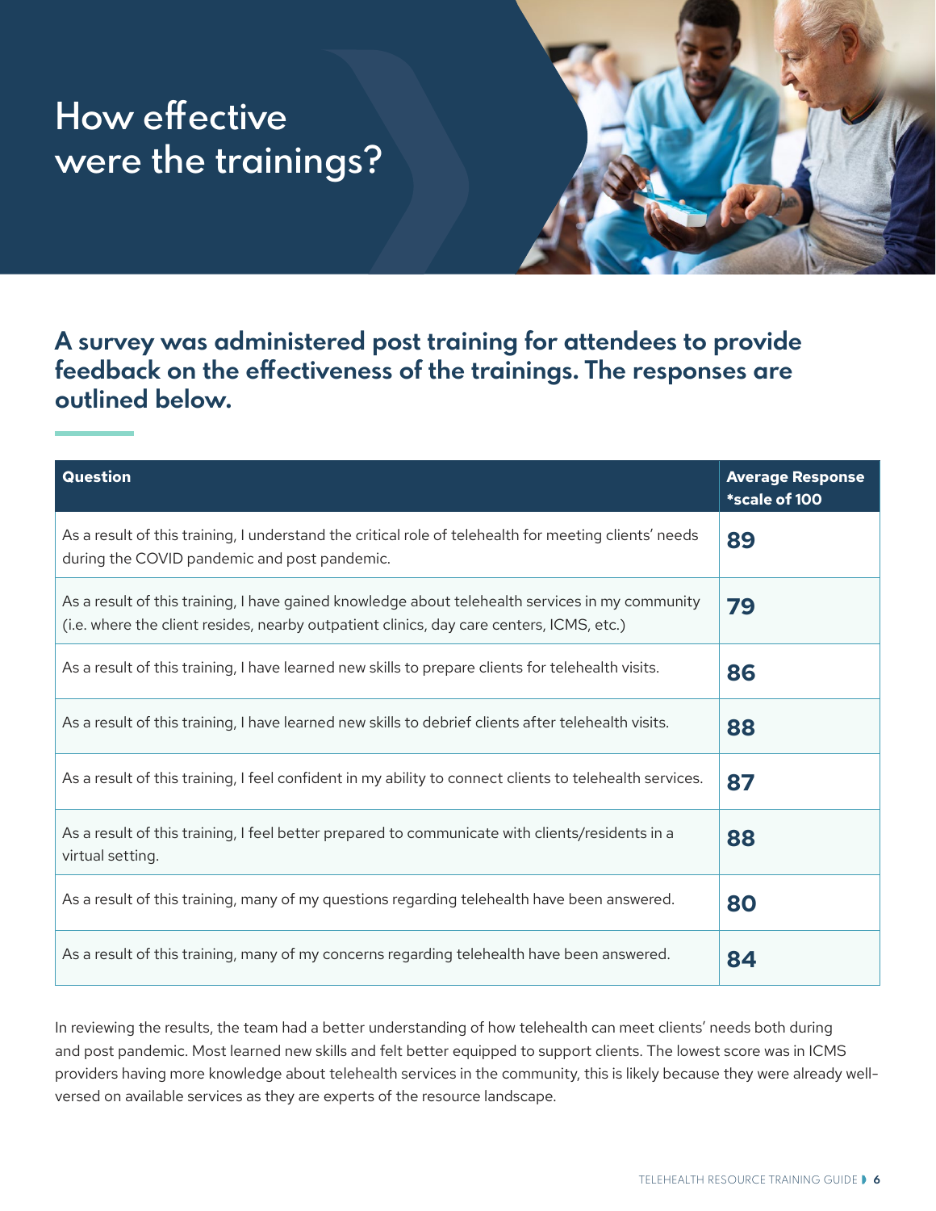# How effective were the trainings?

## A survey was administered post training for attendees to provide feedback on the effectiveness of the trainings. The responses are outlined below.

| Question | Average Response *scale of 100 |
|---|---|
| As a result of this training, I understand the critical role of telehealth for meeting clients' needs during the COVID pandemic and post pandemic. | **89** |
| As a result of this training, I have gained knowledge about telehealth services in my community (i.e. where the client resides, nearby outpatient clinics, day care centers, ICMS, etc.) | **79** |
| As a result of this training, I have learned new skills to prepare clients for telehealth visits. | **86** |
| As a result of this training, I have learned new skills to debrief clients after telehealth visits. | **88** |
| As a result of this training, I feel confident in my ability to connect clients to telehealth services. | **87** |
| As a result of this training, I feel better prepared to communicate with clients/residents in a virtual setting. | **88** |
| As a result of this training, many of my questions regarding telehealth have been answered. | **80** |
| As a result of this training, many of my concerns regarding telehealth have been answered. | **84** |

In reviewing the results, the team had a better understanding of how telehealth can meet clients' needs both during and post pandemic. Most learned new skills and felt better equipped to support clients. The lowest score was in ICMS providers having more knowledge about telehealth services in the community, this is likely because they were already well-versed on available services as they are experts of the resource landscape.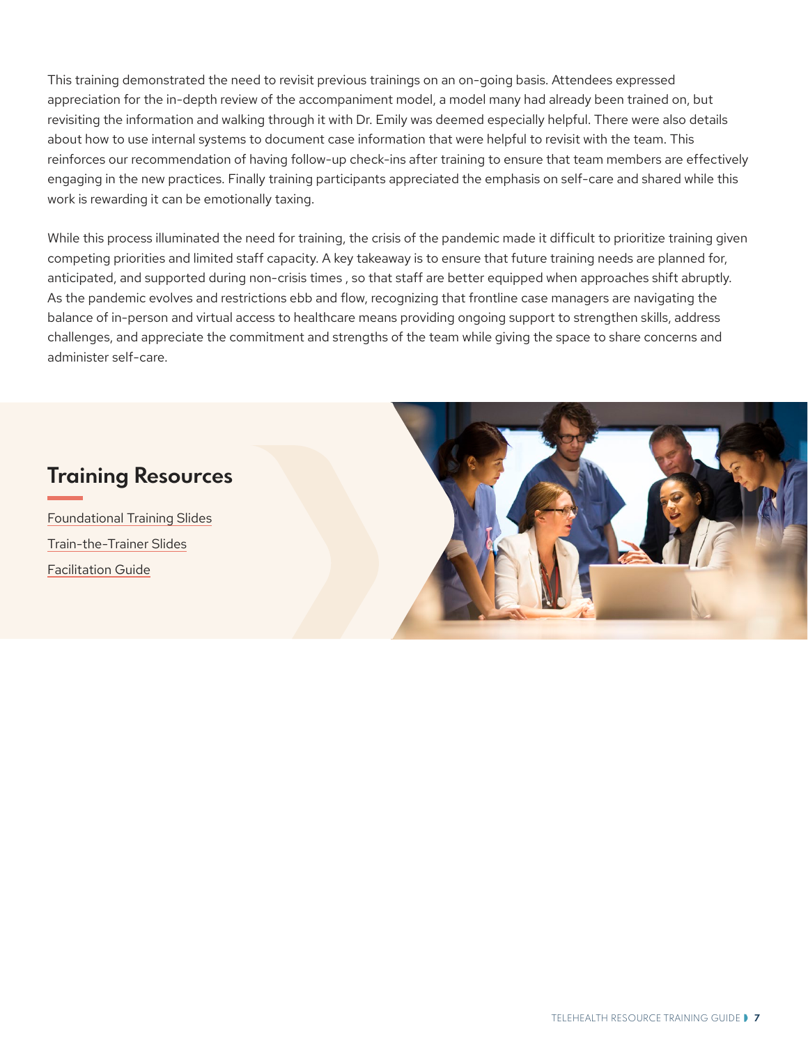This training demonstrated the need to revisit previous trainings on an on-going basis. Attendees expressed appreciation for the in-depth review of the accompaniment model, a model many had already been trained on, but revisiting the information and walking through it with Dr. Emily was deemed especially helpful. There were also details about how to use internal systems to document case information that were helpful to revisit with the team. This reinforces our recommendation of having follow-up check-ins after training to ensure that team members are effectively engaging in the new practices. Finally training participants appreciated the emphasis on self-care and shared while this work is rewarding it can be emotionally taxing.

While this process illuminated the need for training, the crisis of the pandemic made it difficult to prioritize training given competing priorities and limited staff capacity. A key takeaway is to ensure that future training needs are planned for, anticipated, and supported during non-crisis times , so that staff are better equipped when approaches shift abruptly. As the pandemic evolves and restrictions ebb and flow, recognizing that frontline case managers are navigating the balance of in-person and virtual access to healthcare means providing ongoing support to strengthen skills, address challenges, and appreciate the commitment and strengths of the team while giving the space to share concerns and administer self-care.

## Training Resources

Foundational Training Slides

Train-the-Trainer Slides

Facilitation Guide